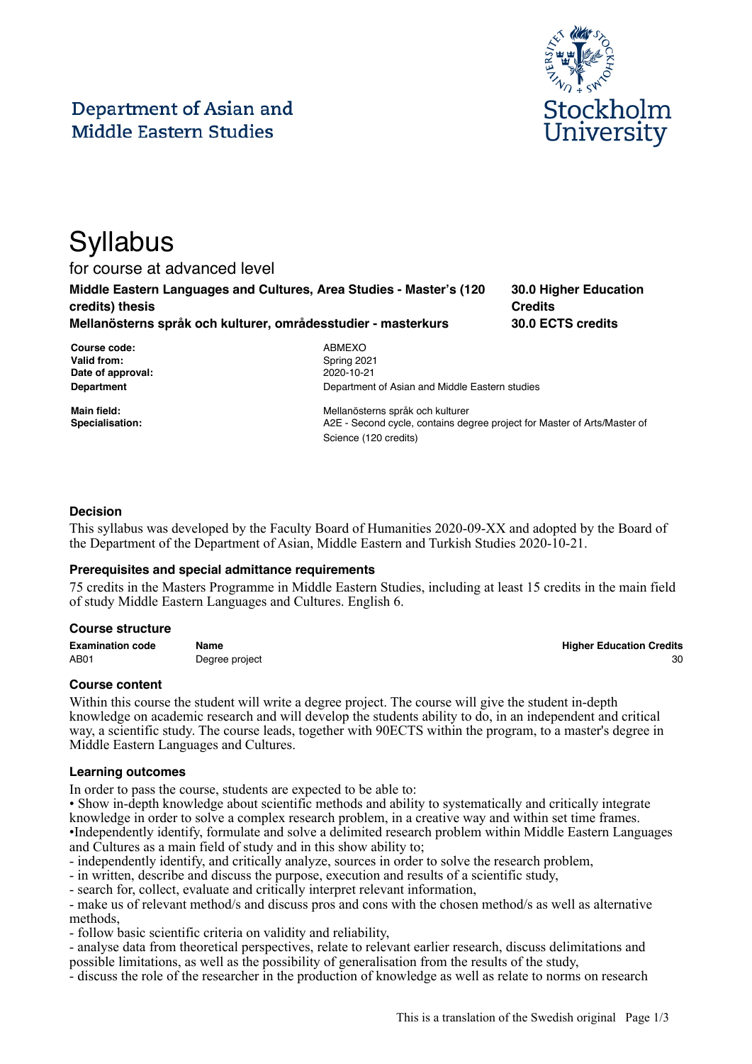Department of Asian and Middle Eastern Studies

Stockholm University

# Syllabus

for course at advanced level

**Middle Eastern Languages and Cultures, Area Studies - Master's (120 credits) thesis**
**Mellanösterns språk och kulturer, områdesstudier - masterkurs**

**30.0 Higher Education Credits**
**30.0 ECTS credits**

| | |
|---|---|
| **Course code:** | ABMEXO |
| **Valid from:** | Spring 2021 |
| **Date of approval:** | 2020-10-21 |
| **Department** | Department of Asian and Middle Eastern studies |
| **Main field:** | Mellanösterns språk och kulturer |
| **Specialisation:** | A2E - Second cycle, contains degree project for Master of Arts/Master of Science (120 credits) |

### Decision

This syllabus was developed by the Faculty Board of Humanities 2020-09-XX and adopted by the Board of the Department of the Department of Asian, Middle Eastern and Turkish Studies 2020-10-21.

### Prerequisites and special admittance requirements

75 credits in the Masters Programme in Middle Eastern Studies, including at least 15 credits in the main field of study Middle Eastern Languages and Cultures. English 6.

### Course structure

| Examination code | Name | Higher Education Credits |
|---|---|---|
| AB01 | Degree project | 30 |

### Course content

Within this course the student will write a degree project. The course will give the student in-depth knowledge on academic research and will develop the students ability to do, in an independent and critical way, a scientific study. The course leads, together with 90ECTS within the program, to a master's degree in Middle Eastern Languages and Cultures.

### Learning outcomes

In order to pass the course, students are expected to be able to:

• Show in-depth knowledge about scientific methods and ability to systematically and critically integrate knowledge in order to solve a complex research problem, in a creative way and within set time frames.
•Independently identify, formulate and solve a delimited research problem within Middle Eastern Languages and Cultures as a main field of study and in this show ability to;
- independently identify, and critically analyze, sources in order to solve the research problem,
- in written, describe and discuss the purpose, execution and results of a scientific study,
- search for, collect, evaluate and critically interpret relevant information,
- make us of relevant method/s and discuss pros and cons with the chosen method/s as well as alternative methods,
- follow basic scientific criteria on validity and reliability,
- analyse data from theoretical perspectives, relate to relevant earlier research, discuss delimitations and possible limitations, as well as the possibility of generalisation from the results of the study,
- discuss the role of the researcher in the production of knowledge as well as relate to norms on research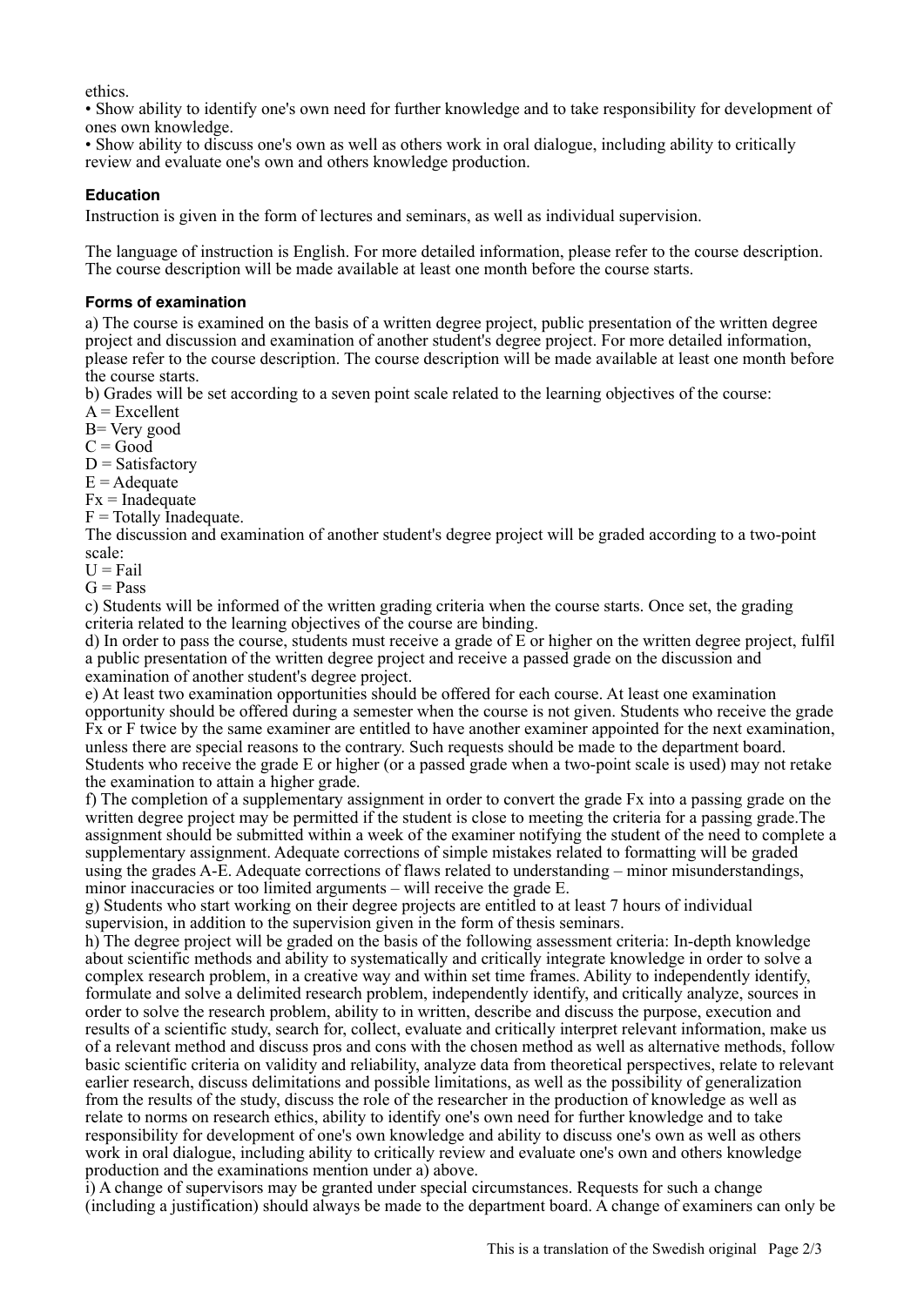ethics.

- Show ability to identify one's own need for further knowledge and to take responsibility for development of ones own knowledge.
- Show ability to discuss one's own as well as others work in oral dialogue, including ability to critically review and evaluate one's own and others knowledge production.

## Education

Instruction is given in the form of lectures and seminars, as well as individual supervision.

The language of instruction is English. For more detailed information, please refer to the course description. The course description will be made available at least one month before the course starts.

## Forms of examination

a) The course is examined on the basis of a written degree project, public presentation of the written degree project and discussion and examination of another student's degree project. For more detailed information, please refer to the course description. The course description will be made available at least one month before the course starts.

b) Grades will be set according to a seven point scale related to the learning objectives of the course:
A = Excellent
B= Very good
C = Good
D = Satisfactory
E = Adequate
Fx = Inadequate
F = Totally Inadequate.
The discussion and examination of another student's degree project will be graded according to a two-point scale:
U = Fail
G = Pass

c) Students will be informed of the written grading criteria when the course starts. Once set, the grading criteria related to the learning objectives of the course are binding.

d) In order to pass the course, students must receive a grade of E or higher on the written degree project, fulfil a public presentation of the written degree project and receive a passed grade on the discussion and examination of another student's degree project.

e) At least two examination opportunities should be offered for each course. At least one examination opportunity should be offered during a semester when the course is not given. Students who receive the grade Fx or F twice by the same examiner are entitled to have another examiner appointed for the next examination, unless there are special reasons to the contrary. Such requests should be made to the department board. Students who receive the grade E or higher (or a passed grade when a two-point scale is used) may not retake the examination to attain a higher grade.

f) The completion of a supplementary assignment in order to convert the grade Fx into a passing grade on the written degree project may be permitted if the student is close to meeting the criteria for a passing grade.The assignment should be submitted within a week of the examiner notifying the student of the need to complete a supplementary assignment. Adequate corrections of simple mistakes related to formatting will be graded using the grades A-E. Adequate corrections of flaws related to understanding – minor misunderstandings, minor inaccuracies or too limited arguments – will receive the grade E.

g) Students who start working on their degree projects are entitled to at least 7 hours of individual supervision, in addition to the supervision given in the form of thesis seminars.

h) The degree project will be graded on the basis of the following assessment criteria: In-depth knowledge about scientific methods and ability to systematically and critically integrate knowledge in order to solve a complex research problem, in a creative way and within set time frames. Ability to independently identify, formulate and solve a delimited research problem, independently identify, and critically analyze, sources in order to solve the research problem, ability to in written, describe and discuss the purpose, execution and results of a scientific study, search for, collect, evaluate and critically interpret relevant information, make us of a relevant method and discuss pros and cons with the chosen method as well as alternative methods, follow basic scientific criteria on validity and reliability, analyze data from theoretical perspectives, relate to relevant earlier research, discuss delimitations and possible limitations, as well as the possibility of generalization from the results of the study, discuss the role of the researcher in the production of knowledge as well as relate to norms on research ethics, ability to identify one's own need for further knowledge and to take responsibility for development of one's own knowledge and ability to discuss one's own as well as others work in oral dialogue, including ability to critically review and evaluate one's own and others knowledge production and the examinations mention under a) above.

i) A change of supervisors may be granted under special circumstances. Requests for such a change (including a justification) should always be made to the department board. A change of examiners can only be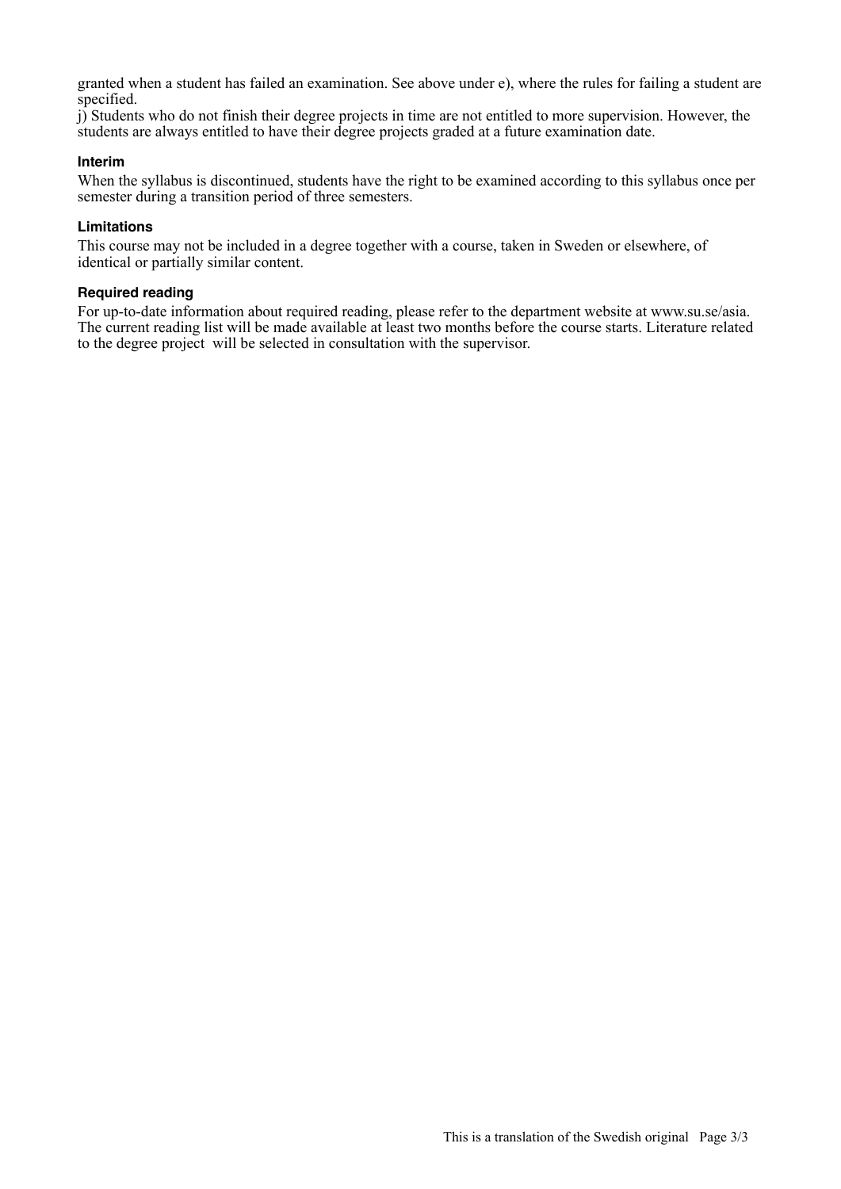granted when a student has failed an examination. See above under e), where the rules for failing a student are specified.

j) Students who do not finish their degree projects in time are not entitled to more supervision. However, the students are always entitled to have their degree projects graded at a future examination date.

### Interim

When the syllabus is discontinued, students have the right to be examined according to this syllabus once per semester during a transition period of three semesters.

### Limitations

This course may not be included in a degree together with a course, taken in Sweden or elsewhere, of identical or partially similar content.

### Required reading

For up-to-date information about required reading, please refer to the department website at www.su.se/asia. The current reading list will be made available at least two months before the course starts. Literature related to the degree project will be selected in consultation with the supervisor.